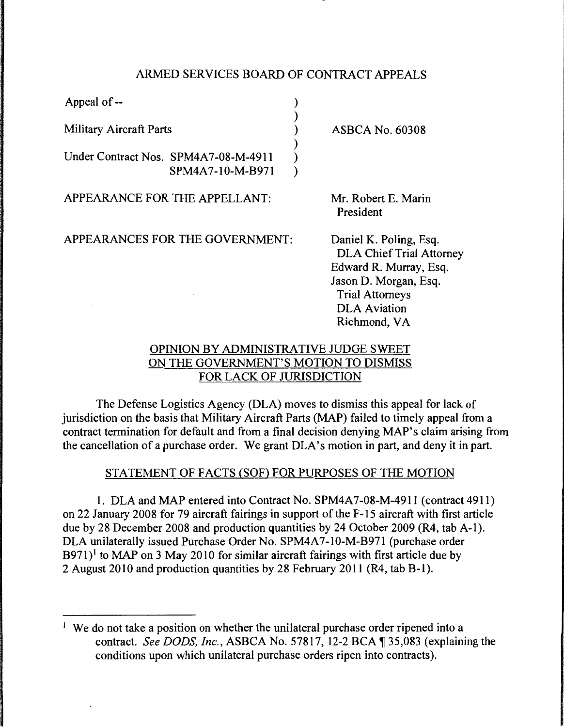ARMED SERVICES BOARD OF CONTRACT APPEALS

| | | |
|---|---|---|
| Appeal of -- | ) | |
| | ) | |
| Military Aircraft Parts | ) | ASBCA No. 60308 |
| | ) | |
| Under Contract Nos. SPM4A7-08-M-4911 | ) | |
| SPM4A7-10-M-B971 | ) | |

APPEARANCE FOR THE APPELLANT: Mr. Robert E. Marin
President

APPEARANCES FOR THE GOVERNMENT: Daniel K. Poling, Esq.
DLA Chief Trial Attorney
Edward R. Murray, Esq.
Jason D. Morgan, Esq.
Trial Attorneys
DLA Aviation
Richmond, VA

OPINION BY ADMINISTRATIVE JUDGE SWEET
ON THE GOVERNMENT'S MOTION TO DISMISS
FOR LACK OF JURISDICTION

The Defense Logistics Agency (DLA) moves to dismiss this appeal for lack of jurisdiction on the basis that Military Aircraft Parts (MAP) failed to timely appeal from a contract termination for default and from a final decision denying MAP's claim arising from the cancellation of a purchase order. We grant DLA's motion in part, and deny it in part.

STATEMENT OF FACTS (SOF) FOR PURPOSES OF THE MOTION

1. DLA and MAP entered into Contract No. SPM4A7-08-M-4911 (contract 4911) on 22 January 2008 for 79 aircraft fairings in support of the F-15 aircraft with first article due by 28 December 2008 and production quantities by 24 October 2009 (R4, tab A-1). DLA unilaterally issued Purchase Order No. SPM4A7-10-M-B971 (purchase order B971)[1] to MAP on 3 May 2010 for similar aircraft fairings with first article due by 2 August 2010 and production quantities by 28 February 2011 (R4, tab B-1).

[1] We do not take a position on whether the unilateral purchase order ripened into a contract. *See DODS, Inc.*, ASBCA No. 57817, 12-2 BCA ¶ 35,083 (explaining the conditions upon which unilateral purchase orders ripen into contracts).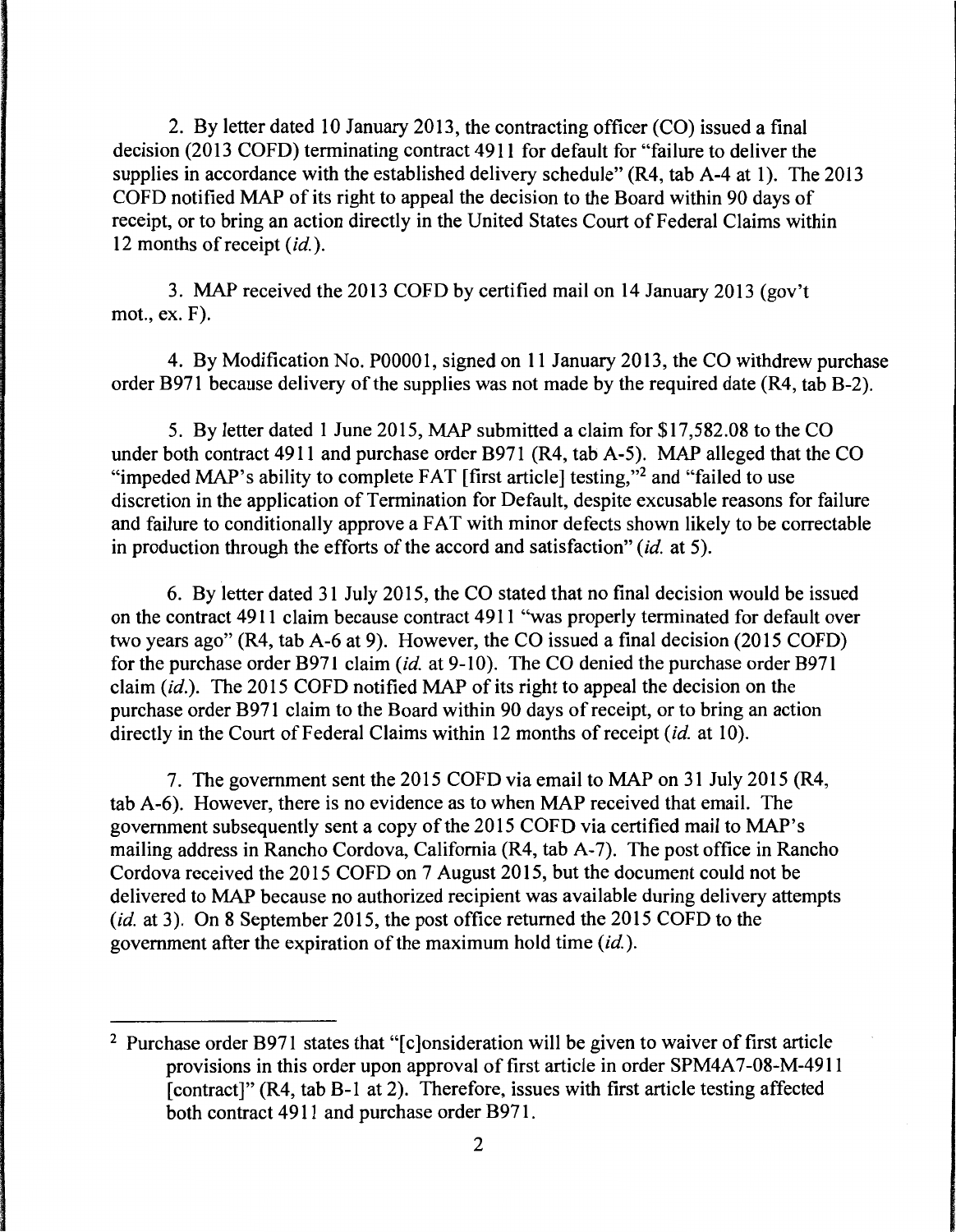2. By letter dated 10 January 2013, the contracting officer (CO) issued a final decision (2013 COFD) terminating contract 4911 for default for "failure to deliver the supplies in accordance with the established delivery schedule" (R4, tab A-4 at 1). The 2013 COFD notified MAP of its right to appeal the decision to the Board within 90 days of receipt, or to bring an action directly in the United States Court of Federal Claims within 12 months of receipt (*id.*).

3. MAP received the 2013 COFD by certified mail on 14 January 2013 (gov't mot., ex. F).

4. By Modification No. P00001, signed on 11 January 2013, the CO withdrew purchase order B971 because delivery of the supplies was not made by the required date (R4, tab B-2).

5. By letter dated 1 June 2015, MAP submitted a claim for $17,582.08 to the CO under both contract 4911 and purchase order B971 (R4, tab A-5). MAP alleged that the CO "impeded MAP's ability to complete FAT [first article] testing,"[2] and "failed to use discretion in the application of Termination for Default, despite excusable reasons for failure and failure to conditionally approve a FAT with minor defects shown likely to be correctable in production through the efforts of the accord and satisfaction" (*id.* at 5).

6. By letter dated 31 July 2015, the CO stated that no final decision would be issued on the contract 4911 claim because contract 4911 "was properly terminated for default over two years ago" (R4, tab A-6 at 9). However, the CO issued a final decision (2015 COFD) for the purchase order B971 claim (*id.* at 9-10). The CO denied the purchase order B971 claim (*id.*). The 2015 COFD notified MAP of its right to appeal the decision on the purchase order B971 claim to the Board within 90 days of receipt, or to bring an action directly in the Court of Federal Claims within 12 months of receipt (*id.* at 10).

7. The government sent the 2015 COFD via email to MAP on 31 July 2015 (R4, tab A-6). However, there is no evidence as to when MAP received that email. The government subsequently sent a copy of the 2015 COFD via certified mail to MAP's mailing address in Rancho Cordova, California (R4, tab A-7). The post office in Rancho Cordova received the 2015 COFD on 7 August 2015, but the document could not be delivered to MAP because no authorized recipient was available during delivery attempts (*id.* at 3). On 8 September 2015, the post office returned the 2015 COFD to the government after the expiration of the maximum hold time (*id.*).

---

[2] Purchase order B971 states that "[c]onsideration will be given to waiver of first article provisions in this order upon approval of first article in order SPM4A7-08-M-4911 [contract]" (R4, tab B-1 at 2). Therefore, issues with first article testing affected both contract 4911 and purchase order B971.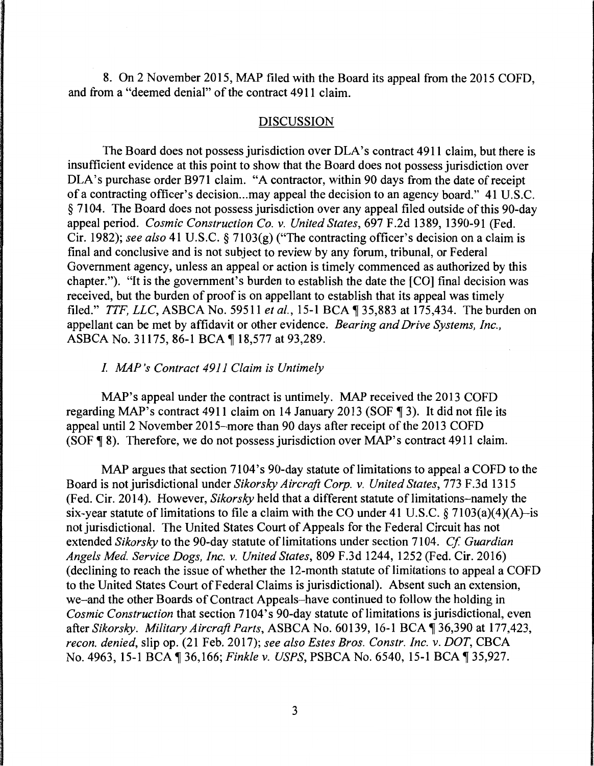8. On 2 November 2015, MAP filed with the Board its appeal from the 2015 COFD, and from a "deemed denial" of the contract 4911 claim.

## DISCUSSION

The Board does not possess jurisdiction over DLA's contract 4911 claim, but there is insufficient evidence at this point to show that the Board does not possess jurisdiction over DLA's purchase order B971 claim. "A contractor, within 90 days from the date of receipt of a contracting officer's decision...may appeal the decision to an agency board." 41 U.S.C. § 7104. The Board does not possess jurisdiction over any appeal filed outside of this 90-day appeal period. *Cosmic Construction Co. v. United States*, 697 F.2d 1389, 1390-91 (Fed. Cir. 1982); *see also* 41 U.S.C. § 7103(g) ("The contracting officer's decision on a claim is final and conclusive and is not subject to review by any forum, tribunal, or Federal Government agency, unless an appeal or action is timely commenced as authorized by this chapter."). "It is the government's burden to establish the date the [CO] final decision was received, but the burden of proof is on appellant to establish that its appeal was timely filed." *TTF, LLC*, ASBCA No. 59511 *et al.*, 15-1 BCA ¶ 35,883 at 175,434. The burden on appellant can be met by affidavit or other evidence. *Bearing and Drive Systems, Inc.*, ASBCA No. 31175, 86-1 BCA ¶ 18,577 at 93,289.

### *I. MAP's Contract 4911 Claim is Untimely*

MAP's appeal under the contract is untimely. MAP received the 2013 COFD regarding MAP's contract 4911 claim on 14 January 2013 (SOF ¶ 3). It did not file its appeal until 2 November 2015–more than 90 days after receipt of the 2013 COFD (SOF ¶ 8). Therefore, we do not possess jurisdiction over MAP's contract 4911 claim.

MAP argues that section 7104's 90-day statute of limitations to appeal a COFD to the Board is not jurisdictional under *Sikorsky Aircraft Corp. v. United States*, 773 F.3d 1315 (Fed. Cir. 2014). However, *Sikorsky* held that a different statute of limitations–namely the six-year statute of limitations to file a claim with the CO under 41 U.S.C. § 7103(a)(4)(A)–is not jurisdictional. The United States Court of Appeals for the Federal Circuit has not extended *Sikorsky* to the 90-day statute of limitations under section 7104. *Cf. Guardian Angels Med. Service Dogs, Inc. v. United States*, 809 F.3d 1244, 1252 (Fed. Cir. 2016) (declining to reach the issue of whether the 12-month statute of limitations to appeal a COFD to the United States Court of Federal Claims is jurisdictional). Absent such an extension, we–and the other Boards of Contract Appeals–have continued to follow the holding in *Cosmic Construction* that section 7104's 90-day statute of limitations is jurisdictional, even after *Sikorsky*. *Military Aircraft Parts*, ASBCA No. 60139, 16-1 BCA ¶ 36,390 at 177,423, *recon. denied*, slip op. (21 Feb. 2017); *see also Estes Bros. Constr. Inc. v. DOT*, CBCA No. 4963, 15-1 BCA ¶ 36,166; *Finkle v. USPS*, PSBCA No. 6540, 15-1 BCA ¶ 35,927.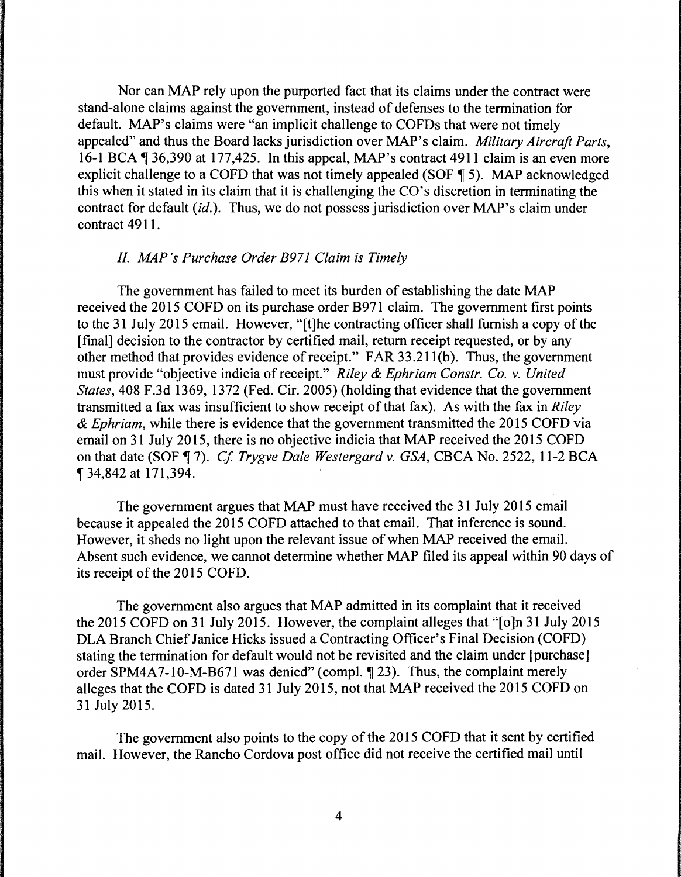Nor can MAP rely upon the purported fact that its claims under the contract were stand-alone claims against the government, instead of defenses to the termination for default. MAP's claims were "an implicit challenge to COFDs that were not timely appealed" and thus the Board lacks jurisdiction over MAP's claim. *Military Aircraft Parts*, 16-1 BCA ¶ 36,390 at 177,425. In this appeal, MAP's contract 4911 claim is an even more explicit challenge to a COFD that was not timely appealed (SOF ¶ 5). MAP acknowledged this when it stated in its claim that it is challenging the CO's discretion in terminating the contract for default (*id.*). Thus, we do not possess jurisdiction over MAP's claim under contract 4911.

### *II. MAP's Purchase Order B971 Claim is Timely*

The government has failed to meet its burden of establishing the date MAP received the 2015 COFD on its purchase order B971 claim. The government first points to the 31 July 2015 email. However, "[t]he contracting officer shall furnish a copy of the [final] decision to the contractor by certified mail, return receipt requested, or by any other method that provides evidence of receipt." FAR 33.211(b). Thus, the government must provide "objective indicia of receipt." *Riley & Ephriam Constr. Co. v. United States*, 408 F.3d 1369, 1372 (Fed. Cir. 2005) (holding that evidence that the government transmitted a fax was insufficient to show receipt of that fax). As with the fax in *Riley & Ephriam*, while there is evidence that the government transmitted the 2015 COFD via email on 31 July 2015, there is no objective indicia that MAP received the 2015 COFD on that date (SOF ¶ 7). *Cf. Trygve Dale Westergard v. GSA*, CBCA No. 2522, 11-2 BCA ¶ 34,842 at 171,394.

The government argues that MAP must have received the 31 July 2015 email because it appealed the 2015 COFD attached to that email. That inference is sound. However, it sheds no light upon the relevant issue of when MAP received the email. Absent such evidence, we cannot determine whether MAP filed its appeal within 90 days of its receipt of the 2015 COFD.

The government also argues that MAP admitted in its complaint that it received the 2015 COFD on 31 July 2015. However, the complaint alleges that "[o]n 31 July 2015 DLA Branch Chief Janice Hicks issued a Contracting Officer's Final Decision (COFD) stating the termination for default would not be revisited and the claim under [purchase] order SPM4A7-10-M-B671 was denied" (compl. ¶ 23). Thus, the complaint merely alleges that the COFD is dated 31 July 2015, not that MAP received the 2015 COFD on 31 July 2015.

The government also points to the copy of the 2015 COFD that it sent by certified mail. However, the Rancho Cordova post office did not receive the certified mail until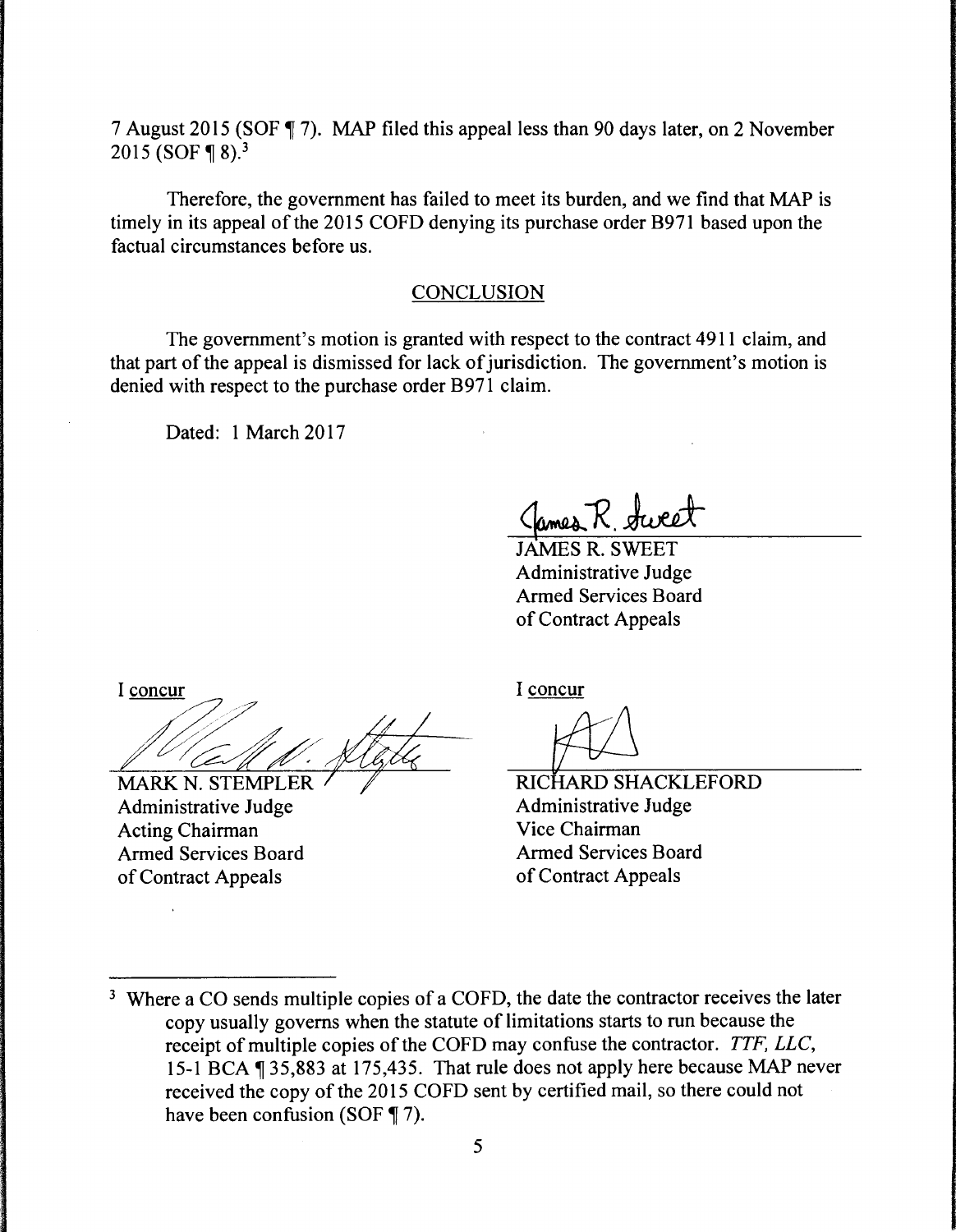7 August 2015 (SOF ¶ 7). MAP filed this appeal less than 90 days later, on 2 November 2015 (SOF ¶ 8).[3]

Therefore, the government has failed to meet its burden, and we find that MAP is timely in its appeal of the 2015 COFD denying its purchase order B971 based upon the factual circumstances before us.

## CONCLUSION

The government's motion is granted with respect to the contract 4911 claim, and that part of the appeal is dismissed for lack of jurisdiction. The government's motion is denied with respect to the purchase order B971 claim.

Dated: 1 March 2017

JAMES R. SWEET
Administrative Judge
Armed Services Board
of Contract Appeals

I concur

MARK N. STEMPLER
Administrative Judge
Acting Chairman
Armed Services Board
of Contract Appeals

I concur

RICHARD SHACKLEFORD
Administrative Judge
Vice Chairman
Armed Services Board
of Contract Appeals

---

[3] Where a CO sends multiple copies of a COFD, the date the contractor receives the later copy usually governs when the statute of limitations starts to run because the receipt of multiple copies of the COFD may confuse the contractor. *TTF, LLC*, 15-1 BCA ¶ 35,883 at 175,435. That rule does not apply here because MAP never received the copy of the 2015 COFD sent by certified mail, so there could not have been confusion (SOF ¶ 7).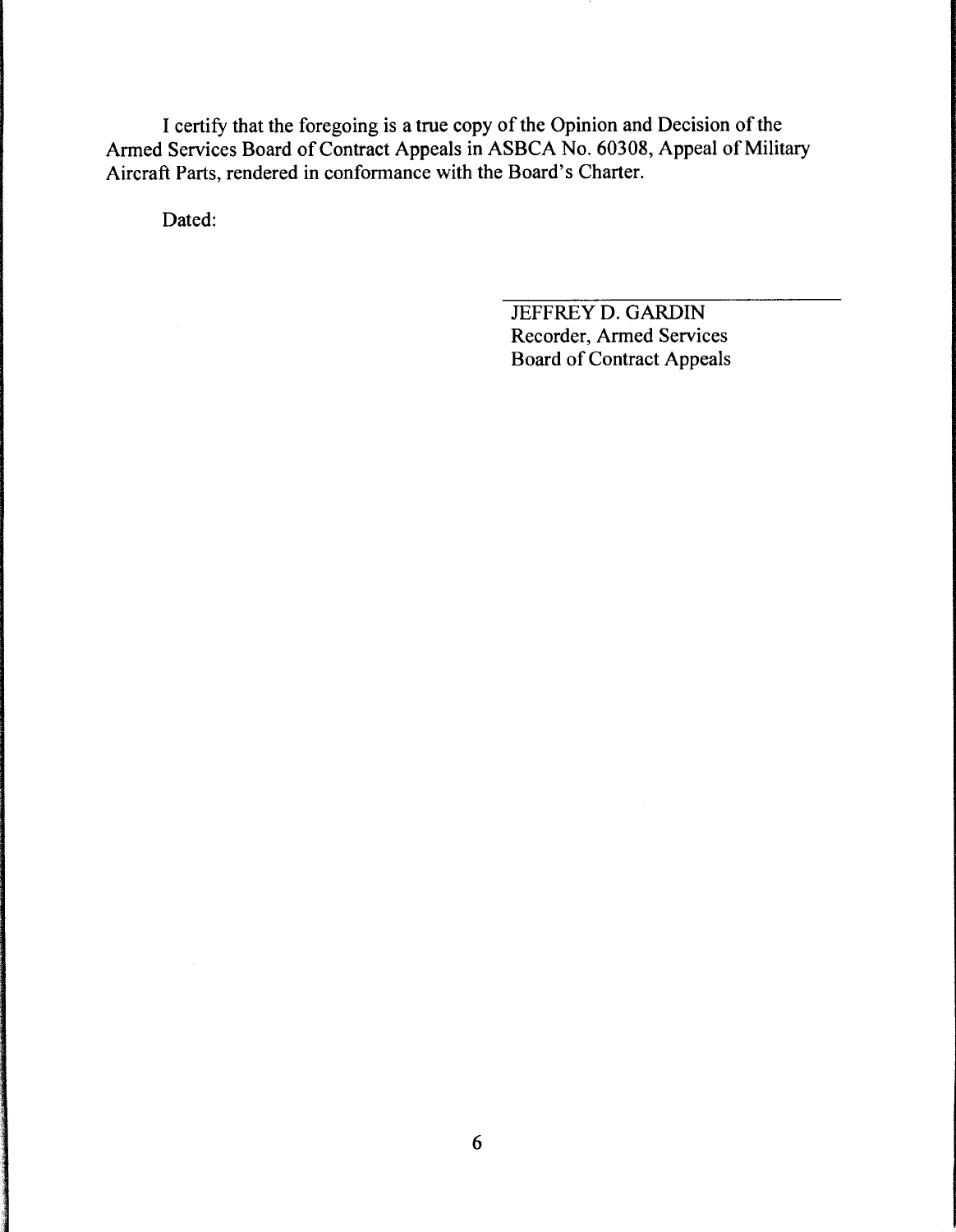I certify that the foregoing is a true copy of the Opinion and Decision of the Armed Services Board of Contract Appeals in ASBCA No. 60308, Appeal of Military Aircraft Parts, rendered in conformance with the Board's Charter.

Dated:

JEFFREY D. GARDIN  
Recorder, Armed Services  
Board of Contract Appeals